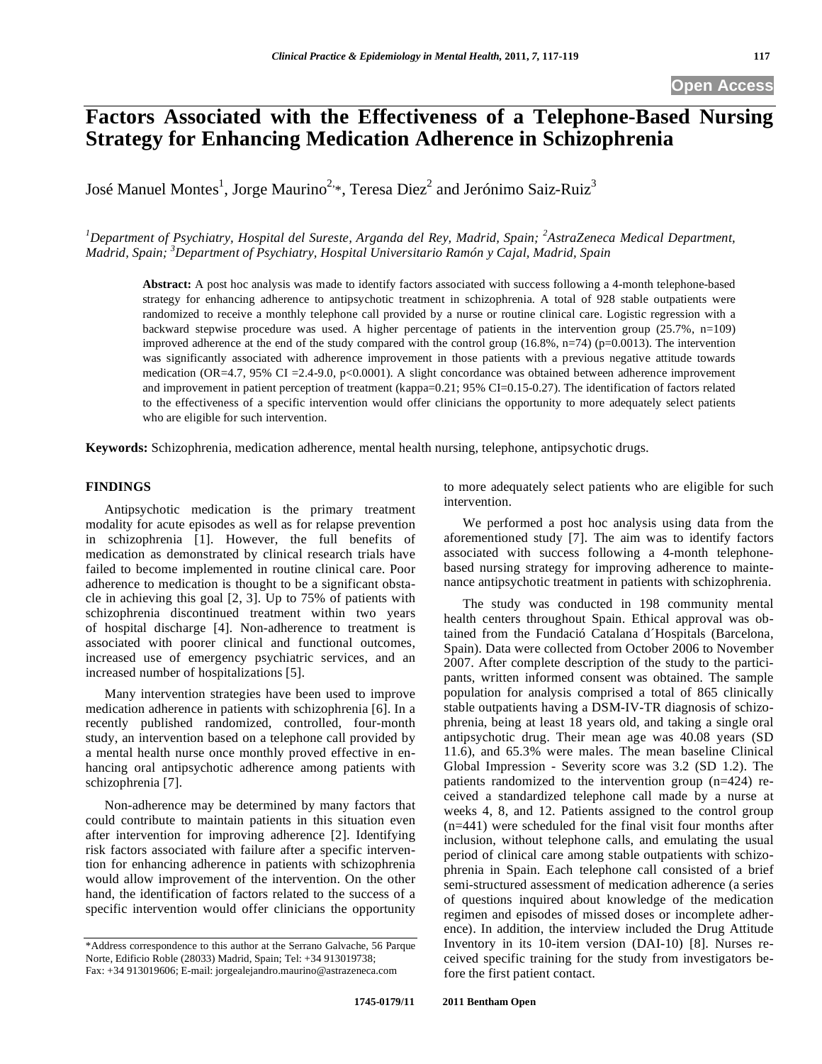# Factors Associated with the Effectiveness of a Telephone-Based Nursing Strategy for Enhancing Medication Adherence in Schizophrenia

José Manuel Montes[1], Jorge Maurino[2,*], Teresa Diez[2] and Jerónimo Saiz-Ruiz[3]

[1]*Department of Psychiatry, Hospital del Sureste, Arganda del Rey, Madrid, Spain;* [2]*AstraZeneca Medical Department, Madrid, Spain;* [3]*Department of Psychiatry, Hospital Universitario Ramón y Cajal, Madrid, Spain*

**Abstract:** A post hoc analysis was made to identify factors associated with success following a 4-month telephone-based strategy for enhancing adherence to antipsychotic treatment in schizophrenia. A total of 928 stable outpatients were randomized to receive a monthly telephone call provided by a nurse or routine clinical care. Logistic regression with a backward stepwise procedure was used. A higher percentage of patients in the intervention group (25.7%, n=109) improved adherence at the end of the study compared with the control group (16.8%, n=74) (p=0.0013). The intervention was significantly associated with adherence improvement in those patients with a previous negative attitude towards medication (OR=4.7, 95% CI =2.4-9.0, p<0.0001). A slight concordance was obtained between adherence improvement and improvement in patient perception of treatment (kappa=0.21; 95% CI=0.15-0.27). The identification of factors related to the effectiveness of a specific intervention would offer clinicians the opportunity to more adequately select patients who are eligible for such intervention.

**Keywords:** Schizophrenia, medication adherence, mental health nursing, telephone, antipsychotic drugs.

## FINDINGS

Antipsychotic medication is the primary treatment modality for acute episodes as well as for relapse prevention in schizophrenia [1]. However, the full benefits of medication as demonstrated by clinical research trials have failed to become implemented in routine clinical care. Poor adherence to medication is thought to be a significant obstacle in achieving this goal [2, 3]. Up to 75% of patients with schizophrenia discontinued treatment within two years of hospital discharge [4]. Non-adherence to treatment is associated with poorer clinical and functional outcomes, increased use of emergency psychiatric services, and an increased number of hospitalizations [5].

Many intervention strategies have been used to improve medication adherence in patients with schizophrenia [6]. In a recently published randomized, controlled, four-month study, an intervention based on a telephone call provided by a mental health nurse once monthly proved effective in enhancing oral antipsychotic adherence among patients with schizophrenia [7].

Non-adherence may be determined by many factors that could contribute to maintain patients in this situation even after intervention for improving adherence [2]. Identifying risk factors associated with failure after a specific intervention for enhancing adherence in patients with schizophrenia would allow improvement of the intervention. On the other hand, the identification of factors related to the success of a specific intervention would offer clinicians the opportunity to more adequately select patients who are eligible for such intervention.

We performed a post hoc analysis using data from the aforementioned study [7]. The aim was to identify factors associated with success following a 4-month telephone-based nursing strategy for improving adherence to maintenance antipsychotic treatment in patients with schizophrenia.

The study was conducted in 198 community mental health centers throughout Spain. Ethical approval was obtained from the Fundació Catalana d´Hospitals (Barcelona, Spain). Data were collected from October 2006 to November 2007. After complete description of the study to the participants, written informed consent was obtained. The sample population for analysis comprised a total of 865 clinically stable outpatients having a DSM-IV-TR diagnosis of schizophrenia, being at least 18 years old, and taking a single oral antipsychotic drug. Their mean age was 40.08 years (SD 11.6), and 65.3% were males. The mean baseline Clinical Global Impression - Severity score was 3.2 (SD 1.2). The patients randomized to the intervention group (n=424) received a standardized telephone call made by a nurse at weeks 4, 8, and 12. Patients assigned to the control group (n=441) were scheduled for the final visit four months after inclusion, without telephone calls, and emulating the usual period of clinical care among stable outpatients with schizophrenia in Spain. Each telephone call consisted of a brief semi-structured assessment of medication adherence (a series of questions inquired about knowledge of the medication regimen and episodes of missed doses or incomplete adherence). In addition, the interview included the Drug Attitude Inventory in its 10-item version (DAI-10) [8]. Nurses received specific training for the study from investigators before the first patient contact.

*Address correspondence to this author at the Serrano Galvache, 56 Parque Norte, Edificio Roble (28033) Madrid, Spain; Tel: +34 913019738; Fax: +34 913019606; E-mail: jorgealejandro.maurino@astrazeneca.com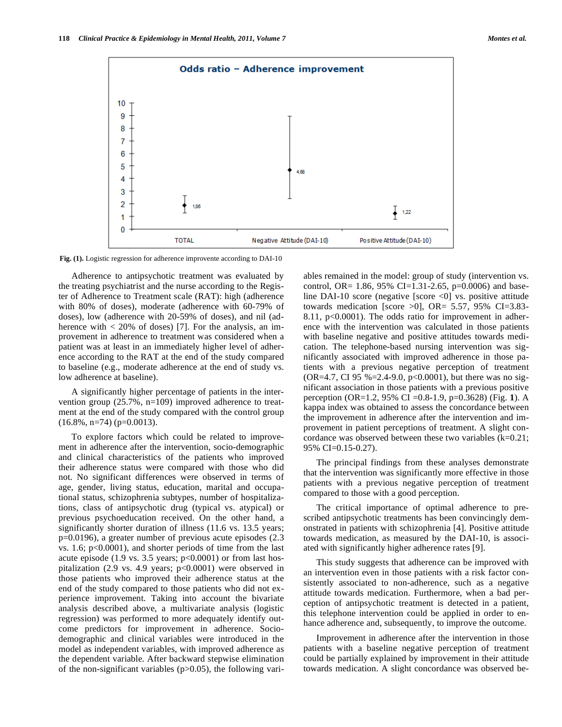Fig. (1). Logistic regression for adherence improvente according to DAI-10

Adherence to antipsychotic treatment was evaluated by the treating psychiatrist and the nurse according to the Register of Adherence to Treatment scale (RAT): high (adherence with 80% of doses), moderate (adherence with 60-79% of doses), low (adherence with 20-59% of doses), and nil (adherence with < 20% of doses) [7]. For the analysis, an improvement in adherence to treatment was considered when a patient was at least in an immediately higher level of adherence according to the RAT at the end of the study compared to baseline (e.g., moderate adherence at the end of study vs. low adherence at baseline).

A significantly higher percentage of patients in the intervention group (25.7%, n=109) improved adherence to treatment at the end of the study compared with the control group (16.8%, n=74) (p=0.0013).

To explore factors which could be related to improvement in adherence after the intervention, socio-demographic and clinical characteristics of the patients who improved their adherence status were compared with those who did not. No significant differences were observed in terms of age, gender, living status, education, marital and occupational status, schizophrenia subtypes, number of hospitalizations, class of antipsychotic drug (typical vs. atypical) or previous psychoeducation received. On the other hand, a significantly shorter duration of illness (11.6 vs. 13.5 years; p=0.0196), a greater number of previous acute episodes (2.3 vs. 1.6; p<0.0001), and shorter periods of time from the last acute episode (1.9 vs. 3.5 years; p<0.0001) or from last hospitalization (2.9 vs. 4.9 years; p<0.0001) were observed in those patients who improved their adherence status at the end of the study compared to those patients who did not experience improvement. Taking into account the bivariate analysis described above, a multivariate analysis (logistic regression) was performed to more adequately identify outcome predictors for improvement in adherence. Socio-demographic and clinical variables were introduced in the model as independent variables, with improved adherence as the dependent variable. After backward stepwise elimination of the non-significant variables (p>0.05), the following variables remained in the model: group of study (intervention vs. control, OR= 1.86, 95% CI=1.31-2.65, p=0.0006) and baseline DAI-10 score (negative [score <0] vs. positive attitude towards medication [score >0], OR= 5.57, 95% CI=3.83-8.11, p<0.0001). The odds ratio for improvement in adherence with the intervention was calculated in those patients with baseline negative and positive attitudes towards medication. The telephone-based nursing intervention was significantly associated with improved adherence in those patients with a previous negative perception of treatment (OR=4.7, CI 95 %=2.4-9.0, p<0.0001), but there was no significant association in those patients with a previous positive perception (OR=1.2, 95% CI =0.8-1.9, p=0.3628) (Fig. **1**). A kappa index was obtained to assess the concordance between the improvement in adherence after the intervention and improvement in patient perceptions of treatment. A slight concordance was observed between these two variables (k=0.21; 95% CI=0.15-0.27).

The principal findings from these analyses demonstrate that the intervention was significantly more effective in those patients with a previous negative perception of treatment compared to those with a good perception.

The critical importance of optimal adherence to prescribed antipsychotic treatments has been convincingly demonstrated in patients with schizophrenia [4]. Positive attitude towards medication, as measured by the DAI-10, is associated with significantly higher adherence rates [9].

This study suggests that adherence can be improved with an intervention even in those patients with a risk factor consistently associated to non-adherence, such as a negative attitude towards medication. Furthermore, when a bad perception of antipsychotic treatment is detected in a patient, this telephone intervention could be applied in order to enhance adherence and, subsequently, to improve the outcome.

Improvement in adherence after the intervention in those patients with a baseline negative perception of treatment could be partially explained by improvement in their attitude towards medication. A slight concordance was observed be-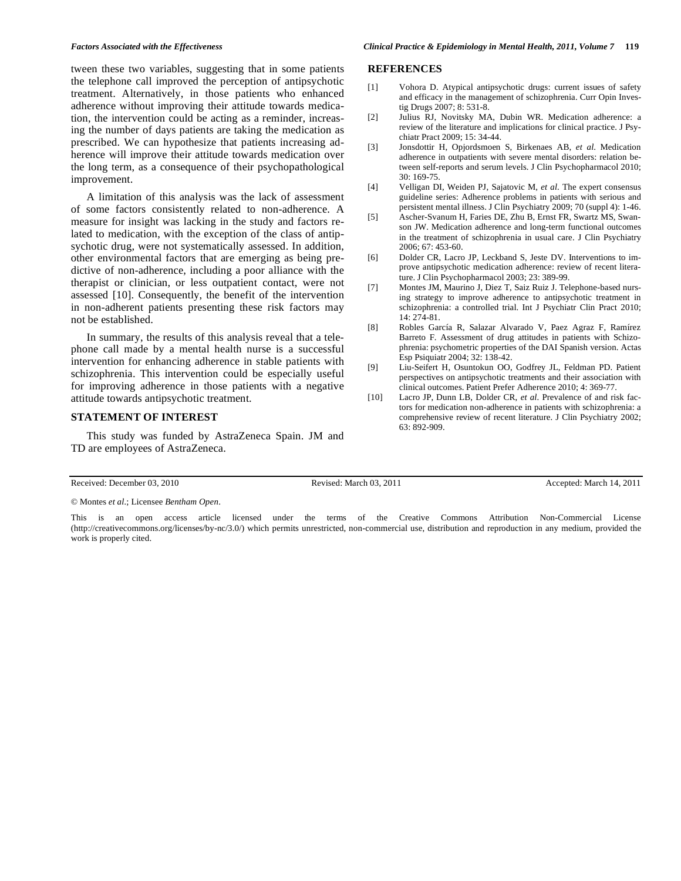tween these two variables, suggesting that in some patients the telephone call improved the perception of antipsychotic treatment. Alternatively, in those patients who enhanced adherence without improving their attitude towards medication, the intervention could be acting as a reminder, increasing the number of days patients are taking the medication as prescribed. We can hypothesize that patients increasing adherence will improve their attitude towards medication over the long term, as a consequence of their psychopathological improvement.

A limitation of this analysis was the lack of assessment of some factors consistently related to non-adherence. A measure for insight was lacking in the study and factors related to medication, with the exception of the class of antipsychotic drug, were not systematically assessed. In addition, other environmental factors that are emerging as being predictive of non-adherence, including a poor alliance with the therapist or clinician, or less outpatient contact, were not assessed [10]. Consequently, the benefit of the intervention in non-adherent patients presenting these risk factors may not be established.

In summary, the results of this analysis reveal that a telephone call made by a mental health nurse is a successful intervention for enhancing adherence in stable patients with schizophrenia. This intervention could be especially useful for improving adherence in those patients with a negative attitude towards antipsychotic treatment.

## STATEMENT OF INTEREST

This study was funded by AstraZeneca Spain. JM and TD are employees of AstraZeneca.

## REFERENCES

[1] Vohora D. Atypical antipsychotic drugs: current issues of safety and efficacy in the management of schizophrenia. Curr Opin Investig Drugs 2007; 8: 531-8.

[2] Julius RJ, Novitsky MA, Dubin WR. Medication adherence: a review of the literature and implications for clinical practice. J Psychiatr Pract 2009; 15: 34-44.

[3] Jonsdottir H, Opjordsmoen S, Birkenaes AB, *et al*. Medication adherence in outpatients with severe mental disorders: relation between self-reports and serum levels. J Clin Psychopharmacol 2010; 30: 169-75.

[4] Velligan DI, Weiden PJ, Sajatovic M, *et al*. The expert consensus guideline series: Adherence problems in patients with serious and persistent mental illness. J Clin Psychiatry 2009; 70 (suppl 4): 1-46.

[5] Ascher-Svanum H, Faries DE, Zhu B, Ernst FR, Swartz MS, Swanson JW. Medication adherence and long-term functional outcomes in the treatment of schizophrenia in usual care. J Clin Psychiatry 2006; 67: 453-60.

[6] Dolder CR, Lacro JP, Leckband S, Jeste DV. Interventions to improve antipsychotic medication adherence: review of recent literature. J Clin Psychopharmacol 2003; 23: 389-99.

[7] Montes JM, Maurino J, Diez T, Saiz Ruiz J. Telephone-based nursing strategy to improve adherence to antipsychotic treatment in schizophrenia: a controlled trial. Int J Psychiatr Clin Pract 2010; 14: 274-81.

[8] Robles García R, Salazar Alvarado V, Paez Agraz F, Ramírez Barreto F. Assessment of drug attitudes in patients with Schizophrenia: psychometric properties of the DAI Spanish version. Actas Esp Psiquiatr 2004; 32: 138-42.

[9] Liu-Seifert H, Osuntokun OO, Godfrey JL, Feldman PD. Patient perspectives on antipsychotic treatments and their association with clinical outcomes. Patient Prefer Adherence 2010; 4: 369-77.

[10] Lacro JP, Dunn LB, Dolder CR, *et al*. Prevalence of and risk factors for medication non-adherence in patients with schizophrenia: a comprehensive review of recent literature. J Clin Psychiatry 2002; 63: 892-909.

Received: December 03, 2010 Revised: March 03, 2011 Accepted: March 14, 2011

© Montes *et al*.; Licensee *Bentham Open*.

This is an open access article licensed under the terms of the Creative Commons Attribution Non-Commercial License (http://creativecommons.org/licenses/by-nc/3.0/) which permits unrestricted, non-commercial use, distribution and reproduction in any medium, provided the work is properly cited.